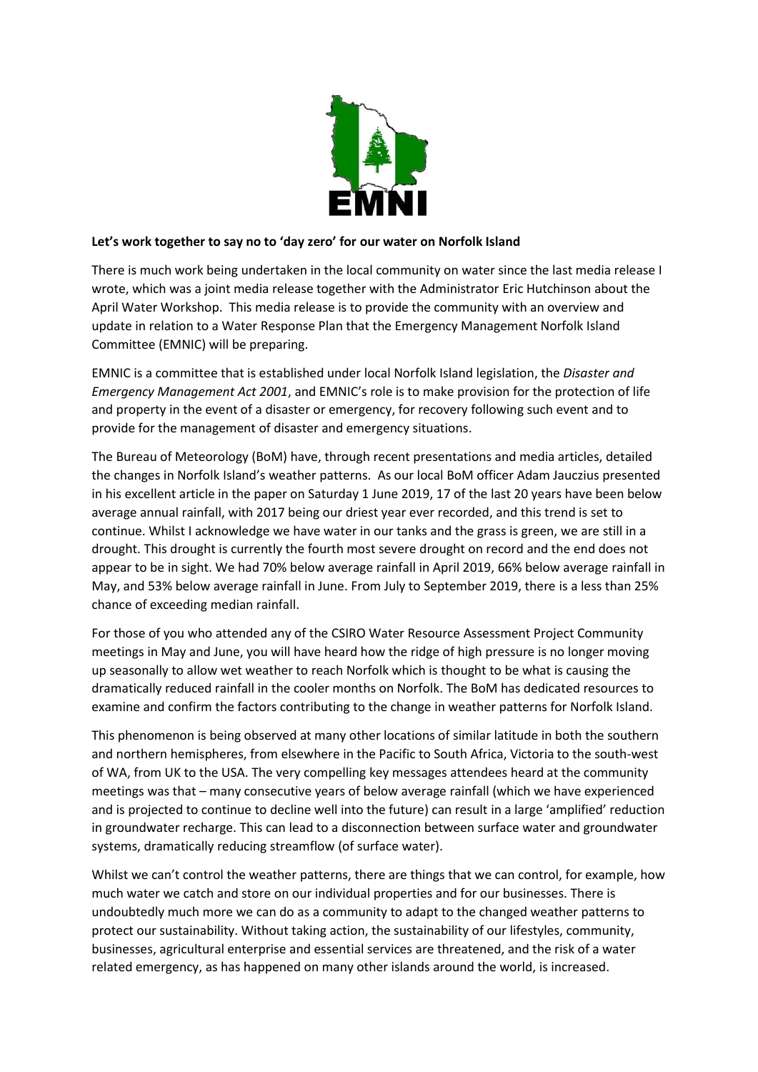**Let's work together to say no to 'day zero' for our water on Norfolk Island**

There is much work being undertaken in the local community on water since the last media release I wrote, which was a joint media release together with the Administrator Eric Hutchinson about the April Water Workshop. This media release is to provide the community with an overview and update in relation to a Water Response Plan that the Emergency Management Norfolk Island Committee (EMNIC) will be preparing.

EMNIC is a committee that is established under local Norfolk Island legislation, the *Disaster and Emergency Management Act 2001*, and EMNIC's role is to make provision for the protection of life and property in the event of a disaster or emergency, for recovery following such event and to provide for the management of disaster and emergency situations.

The Bureau of Meteorology (BoM) have, through recent presentations and media articles, detailed the changes in Norfolk Island's weather patterns. As our local BoM officer Adam Jauczius presented in his excellent article in the paper on Saturday 1 June 2019, 17 of the last 20 years have been below average annual rainfall, with 2017 being our driest year ever recorded, and this trend is set to continue. Whilst I acknowledge we have water in our tanks and the grass is green, we are still in a drought. This drought is currently the fourth most severe drought on record and the end does not appear to be in sight. We had 70% below average rainfall in April 2019, 66% below average rainfall in May, and 53% below average rainfall in June. From July to September 2019, there is a less than 25% chance of exceeding median rainfall.

For those of you who attended any of the CSIRO Water Resource Assessment Project Community meetings in May and June, you will have heard how the ridge of high pressure is no longer moving up seasonally to allow wet weather to reach Norfolk which is thought to be what is causing the dramatically reduced rainfall in the cooler months on Norfolk. The BoM has dedicated resources to examine and confirm the factors contributing to the change in weather patterns for Norfolk Island.

This phenomenon is being observed at many other locations of similar latitude in both the southern and northern hemispheres, from elsewhere in the Pacific to South Africa, Victoria to the south-west of WA, from UK to the USA. The very compelling key messages attendees heard at the community meetings was that – many consecutive years of below average rainfall (which we have experienced and is projected to continue to decline well into the future) can result in a large 'amplified' reduction in groundwater recharge. This can lead to a disconnection between surface water and groundwater systems, dramatically reducing streamflow (of surface water).

Whilst we can't control the weather patterns, there are things that we can control, for example, how much water we catch and store on our individual properties and for our businesses. There is undoubtedly much more we can do as a community to adapt to the changed weather patterns to protect our sustainability. Without taking action, the sustainability of our lifestyles, community, businesses, agricultural enterprise and essential services are threatened, and the risk of a water related emergency, as has happened on many other islands around the world, is increased.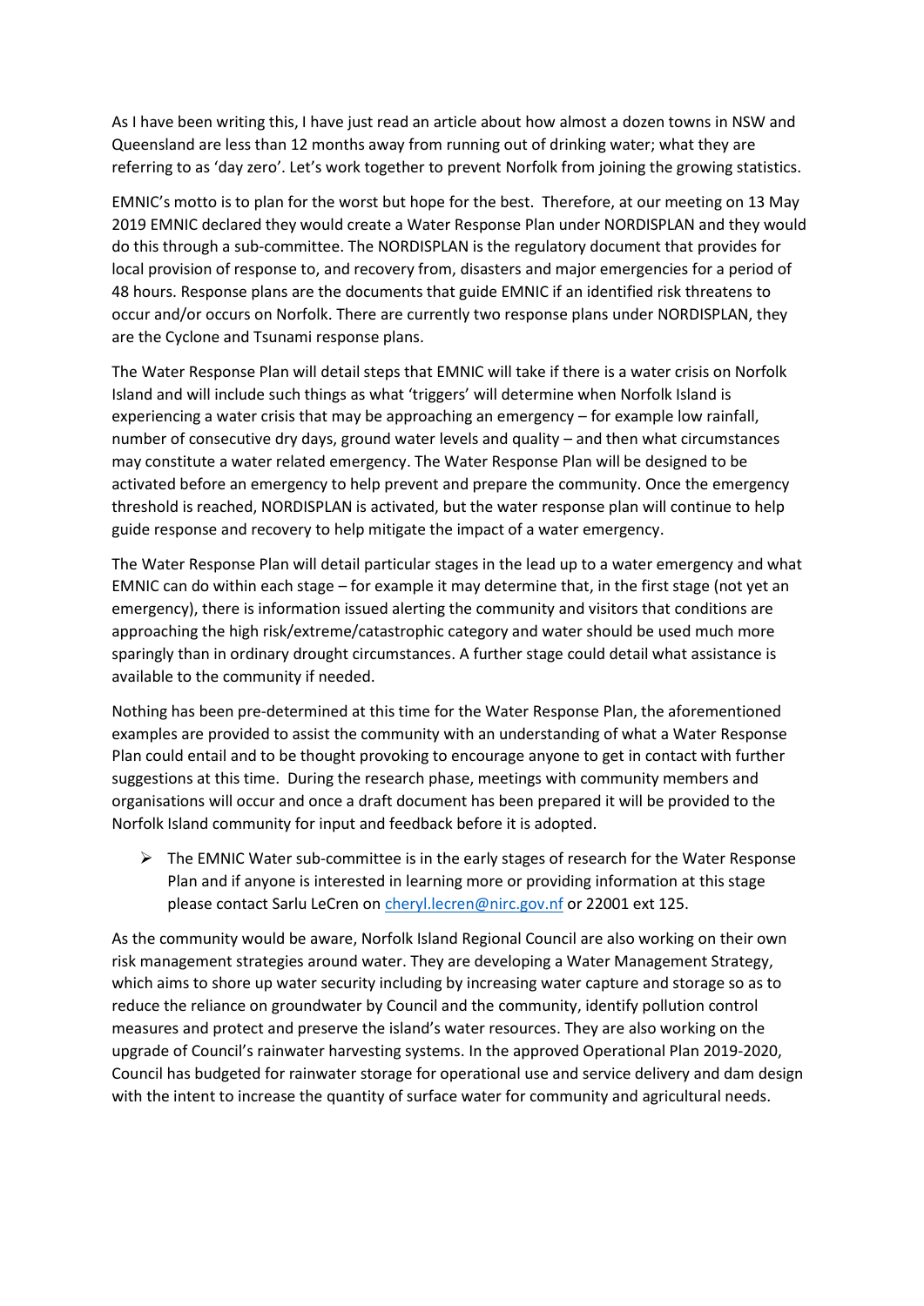As I have been writing this, I have just read an article about how almost a dozen towns in NSW and Queensland are less than 12 months away from running out of drinking water; what they are referring to as 'day zero'. Let's work together to prevent Norfolk from joining the growing statistics.

EMNIC's motto is to plan for the worst but hope for the best. Therefore, at our meeting on 13 May 2019 EMNIC declared they would create a Water Response Plan under NORDISPLAN and they would do this through a sub-committee. The NORDISPLAN is the regulatory document that provides for local provision of response to, and recovery from, disasters and major emergencies for a period of 48 hours. Response plans are the documents that guide EMNIC if an identified risk threatens to occur and/or occurs on Norfolk. There are currently two response plans under NORDISPLAN, they are the Cyclone and Tsunami response plans.

The Water Response Plan will detail steps that EMNIC will take if there is a water crisis on Norfolk Island and will include such things as what 'triggers' will determine when Norfolk Island is experiencing a water crisis that may be approaching an emergency – for example low rainfall, number of consecutive dry days, ground water levels and quality – and then what circumstances may constitute a water related emergency. The Water Response Plan will be designed to be activated before an emergency to help prevent and prepare the community. Once the emergency threshold is reached, NORDISPLAN is activated, but the water response plan will continue to help guide response and recovery to help mitigate the impact of a water emergency.

The Water Response Plan will detail particular stages in the lead up to a water emergency and what EMNIC can do within each stage – for example it may determine that, in the first stage (not yet an emergency), there is information issued alerting the community and visitors that conditions are approaching the high risk/extreme/catastrophic category and water should be used much more sparingly than in ordinary drought circumstances. A further stage could detail what assistance is available to the community if needed.

Nothing has been pre-determined at this time for the Water Response Plan, the aforementioned examples are provided to assist the community with an understanding of what a Water Response Plan could entail and to be thought provoking to encourage anyone to get in contact with further suggestions at this time. During the research phase, meetings with community members and organisations will occur and once a draft document has been prepared it will be provided to the Norfolk Island community for input and feedback before it is adopted.

- The EMNIC Water sub-committee is in the early stages of research for the Water Response Plan and if anyone is interested in learning more or providing information at this stage please contact Sarlu LeCren on cheryl.lecren@nirc.gov.nf or 22001 ext 125.

As the community would be aware, Norfolk Island Regional Council are also working on their own risk management strategies around water. They are developing a Water Management Strategy, which aims to shore up water security including by increasing water capture and storage so as to reduce the reliance on groundwater by Council and the community, identify pollution control measures and protect and preserve the island's water resources. They are also working on the upgrade of Council's rainwater harvesting systems. In the approved Operational Plan 2019-2020, Council has budgeted for rainwater storage for operational use and service delivery and dam design with the intent to increase the quantity of surface water for community and agricultural needs.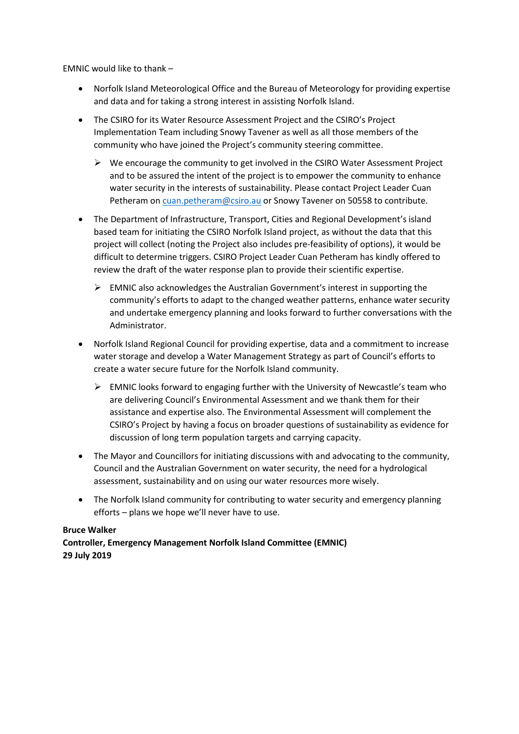EMNIC would like to thank –

- Norfolk Island Meteorological Office and the Bureau of Meteorology for providing expertise and data and for taking a strong interest in assisting Norfolk Island.
- The CSIRO for its Water Resource Assessment Project and the CSIRO's Project Implementation Team including Snowy Tavener as well as all those members of the community who have joined the Project's community steering committee.
  - We encourage the community to get involved in the CSIRO Water Assessment Project and to be assured the intent of the project is to empower the community to enhance water security in the interests of sustainability. Please contact Project Leader Cuan Petheram on cuan.petheram@csiro.au or Snowy Tavener on 50558 to contribute.
- The Department of Infrastructure, Transport, Cities and Regional Development's island based team for initiating the CSIRO Norfolk Island project, as without the data that this project will collect (noting the Project also includes pre-feasibility of options), it would be difficult to determine triggers. CSIRO Project Leader Cuan Petheram has kindly offered to review the draft of the water response plan to provide their scientific expertise.
  - EMNIC also acknowledges the Australian Government's interest in supporting the community's efforts to adapt to the changed weather patterns, enhance water security and undertake emergency planning and looks forward to further conversations with the Administrator.
- Norfolk Island Regional Council for providing expertise, data and a commitment to increase water storage and develop a Water Management Strategy as part of Council's efforts to create a water secure future for the Norfolk Island community.
  - EMNIC looks forward to engaging further with the University of Newcastle's team who are delivering Council's Environmental Assessment and we thank them for their assistance and expertise also. The Environmental Assessment will complement the CSIRO's Project by having a focus on broader questions of sustainability as evidence for discussion of long term population targets and carrying capacity.
- The Mayor and Councillors for initiating discussions with and advocating to the community, Council and the Australian Government on water security, the need for a hydrological assessment, sustainability and on using our water resources more wisely.
- The Norfolk Island community for contributing to water security and emergency planning efforts – plans we hope we'll never have to use.

**Bruce Walker**
**Controller, Emergency Management Norfolk Island Committee (EMNIC)**
**29 July 2019**